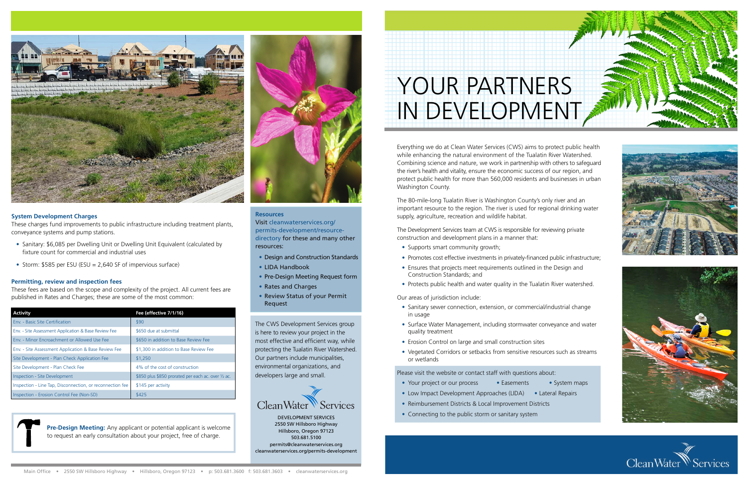# YOUR PARTNERS IN DEVELOPMENT

Everything we do at Clean Water Services (CWS) aims to protect public health while enhancing the natural environment of the Tualatin River Watershed. Combining science and nature, we work in partnership with others to safeguard the river's health and vitality, ensure the economic success of our region, and protect public health for more than 560,000 residents and businesses in urban Washington County.

The 80-mile-long Tualatin River is Washington County's only river and an important resource to the region. The river is used for regional drinking water supply, agriculture, recreation and wildlife habitat.

The Development Services team at CWS is responsible for reviewing private construction and development plans in a manner that:

- Supports smart community growth;
- Promotes cost effective investments in privately-financed public infrastructure;
- Ensures that projects meet requirements outlined in the Design and Construction Standards; and
- Protects public health and water quality in the Tualatin River watershed.

Our areas of jurisdiction include:

- Sanitary sewer connection, extension, or commercial/industrial change in usage
- Surface Water Management, including stormwater conveyance and water quality treatment
- Erosion Control on large and small construction sites
- Vegetated Corridors or setbacks from sensitive resources such as streams or wetlands

Please visit the website or contact staff with questions about:

- Your project or our process
- Easements
- System maps
- Low Impact Development Approaches (LIDA)
- Lateral Repairs
- Reimbursement Districts & Local Improvement Districts
- Connecting to the public storm or sanitary system

### System Development Charges

These charges fund improvements to public infrastructure including treatment plants, conveyance systems and pump stations.

- Sanitary: $6,085 per Dwelling Unit or Dwelling Unit Equivalent (calculated by fixture count for commercial and industrial uses
- Storm: $585 per ESU (ESU = 2,640 SF of impervious surface)

### Permitting, review and inspection fees

These fees are based on the scope and complexity of the project. All current fees are published in Rates and Charges; these are some of the most common:

| Activity | Fee (effective 7/1/16) |
|---|---|
| Env. - Basic Site Certification | $90 |
| Env. - Site Assessment Application & Base Review Fee | $650 due at submittal |
| Env. - Minor Encroachment or Allowed Use Fee | $650 in addition to Base Review Fee |
| Env. - Site Assessment Application & Base Review Fee | $1,300 in addition to Base Review Fee |
| Site Development - Plan Check Application Fee | $1,250 |
| Site Development - Plan Check Fee | 4% of the cost of construction |
| Inspection - Site Development | $850 plus $850 prorated per each ac. over ½ ac. |
| Inspection - Line Tap, Disconnection, or reconnection fee | $145 per activity |
| Inspection - Erosion Control Fee (Non-SD) | $425 |

**Pre-Design Meeting:** Any applicant or potential applicant is welcome to request an early consultation about your project, free of charge.

### Resources

Visit cleanwaterservices.org/permits-development/resource-directory for these and many other resources:

- Design and Construction Standards
- LIDA Handbook
- Pre-Design Meeting Request form
- Rates and Charges
- Review Status of your Permit Request

The CWS Development Services group is here to review your project in the most effective and efficient way, while protecting the Tualatin River Watershed. Our partners include municipalities, environmental organizations, and developers large and small.

Clean Water Services

DEVELOPMENT SERVICES
2550 SW Hillsboro Highway
Hillsboro, Oregon 97123
503.681.5100
permits@cleanwaterservices.org
cleanwaterservices.org/permits-development

Main Office • 2550 SW Hillsboro Highway • Hillsboro, Oregon 97123 • p: 503.681.3600 f: 503.681.3603 • cleanwaterservices.org

Clean Water Services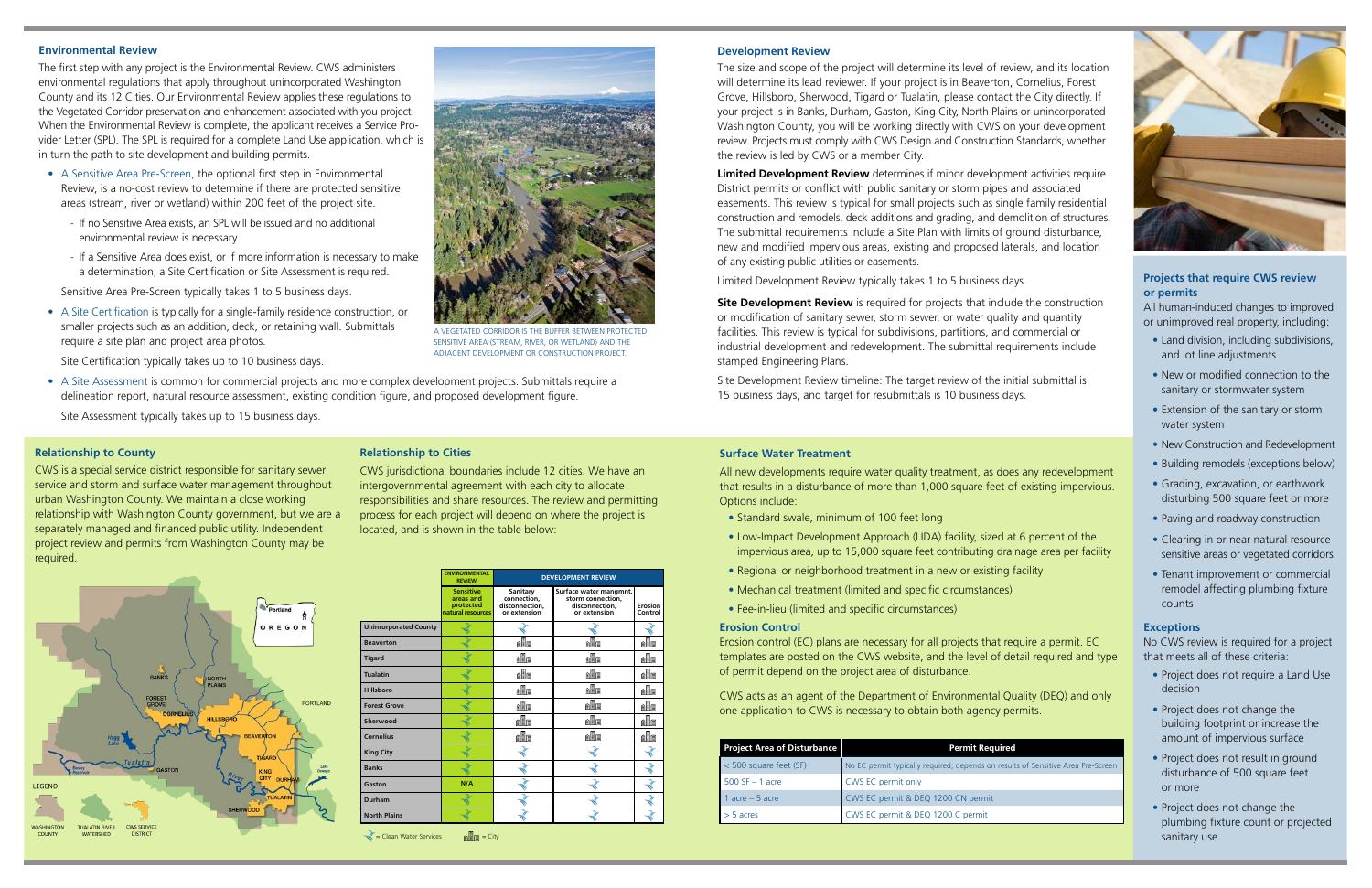## Environmental Review

The first step with any project is the Environmental Review. CWS administers environmental regulations that apply throughout unincorporated Washington County and its 12 Cities. Our Environmental Review applies these regulations to the Vegetated Corridor preservation and enhancement associated with you project. When the Environmental Review is complete, the applicant receives a Service Provider Letter (SPL). The SPL is required for a complete Land Use application, which is in turn the path to site development and building permits.

- A Sensitive Area Pre-Screen, the optional first step in Environmental Review, is a no-cost review to determine if there are protected sensitive areas (stream, river or wetland) within 200 feet of the project site.
  - If no Sensitive Area exists, an SPL will be issued and no additional environmental review is necessary.
  - If a Sensitive Area does exist, or if more information is necessary to make a determination, a Site Certification or Site Assessment is required.

  Sensitive Area Pre-Screen typically takes 1 to 5 business days.

- A Site Certification is typically for a single-family residence construction, or smaller projects such as an addition, deck, or retaining wall. Submittals require a site plan and project area photos.

  Site Certification typically takes up to 10 business days.

- A Site Assessment is common for commercial projects and more complex development projects. Submittals require a delineation report, natural resource assessment, existing condition figure, and proposed development figure.

  Site Assessment typically takes up to 15 business days.

A VEGETATED CORRIDOR IS THE BUFFER BETWEEN PROTECTED SENSITIVE AREA (STREAM, RIVER, OR WETLAND) AND THE ADJACENT DEVELOPMENT OR CONSTRUCTION PROJECT.

## Relationship to County

CWS is a special service district responsible for sanitary sewer service and storm and surface water management throughout urban Washington County. We maintain a close working relationship with Washington County government, but we are a separately managed and financed public utility. Independent project review and permits from Washington County may be required.

Portland

N

OREGON

BANKS

NORTH PLAINS

FOREST GROVE

CORNELIUS

HILLSBORO

PORTLAND

Hagg Lake

BEAVERTON

Barney Reservoir

Tualatin

GASTON

TIGARD

Lake Oswego

River

KING CITY

DURHAM

TUALATIN

SHERWOOD

LEGEND

WASHINGTON COUNTY

TUALATIN RIVER WATERSHED

CWS SERVICE DISTRICT

## Relationship to Cities

CWS jurisdictional boundaries include 12 cities. We have an intergovernmental agreement with each city to allocate responsibilities and share resources. The review and permitting process for each project will depend on where the project is located, and is shown in the table below:

| | ENVIRONMENTAL REVIEW | DEVELOPMENT REVIEW | | |
|---|---|---|---|---|
| | Sensitive areas and protected natural resources | Sanitary connection, disconnection, or extension | Surface water mangmnt, storm connection, disconnection, or extension | Erosion Control |
| Unincorporated County | Clean Water Services | Clean Water Services | Clean Water Services | Clean Water Services |
| Beaverton | Clean Water Services | City | City | City |
| Tigard | Clean Water Services | City | City | City |
| Tualatin | Clean Water Services | City | City | City |
| Hillsboro | Clean Water Services | City | City | City |
| Forest Grove | Clean Water Services | City | City | City |
| Sherwood | Clean Water Services | City | City | City |
| Cornelius | Clean Water Services | City | City | City |
| King City | Clean Water Services | Clean Water Services | Clean Water Services | Clean Water Services |
| Banks | Clean Water Services | Clean Water Services | Clean Water Services | Clean Water Services |
| Gaston | N/A | Clean Water Services | Clean Water Services | Clean Water Services |
| Durham | Clean Water Services | Clean Water Services | Clean Water Services | Clean Water Services |
| North Plains | Clean Water Services | Clean Water Services | Clean Water Services | Clean Water Services |

= Clean Water Services = City

## Development Review

The size and scope of the project will determine its level of review, and its location will determine its lead reviewer. If your project is in Beaverton, Cornelius, Forest Grove, Hillsboro, Sherwood, Tigard or Tualatin, please contact the City directly. If your project is in Banks, Durham, Gaston, King City, North Plains or unincorporated Washington County, you will be working directly with CWS on your development review. Projects must comply with CWS Design and Construction Standards, whether the review is led by CWS or a member City.

**Limited Development Review** determines if minor development activities require District permits or conflict with public sanitary or storm pipes and associated easements. This review is typical for small projects such as single family residential construction and remodels, deck additions and grading, and demolition of structures. The submittal requirements include a Site Plan with limits of ground disturbance, new and modified impervious areas, existing and proposed laterals, and location of any existing public utilities or easements.

Limited Development Review typically takes 1 to 5 business days.

**Site Development Review** is required for projects that include the construction or modification of sanitary sewer, storm sewer, or water quality and quantity facilities. This review is typical for subdivisions, partitions, and commercial or industrial development and redevelopment. The submittal requirements include stamped Engineering Plans.

Site Development Review timeline: The target review of the initial submittal is 15 business days, and target for resubmittals is 10 business days.

## Surface Water Treatment

All new developments require water quality treatment, as does any redevelopment that results in a disturbance of more than 1,000 square feet of existing impervious. Options include:

- Standard swale, minimum of 100 feet long
- Low-Impact Development Approach (LIDA) facility, sized at 6 percent of the impervious area, up to 15,000 square feet contributing drainage area per facility
- Regional or neighborhood treatment in a new or existing facility
- Mechanical treatment (limited and specific circumstances)
- Fee-in-lieu (limited and specific circumstances)

### Erosion Control

Erosion control (EC) plans are necessary for all projects that require a permit. EC templates are posted on the CWS website, and the level of detail required and type of permit depend on the project area of disturbance.

CWS acts as an agent of the Department of Environmental Quality (DEQ) and only one application to CWS is necessary to obtain both agency permits.

| Project Area of Disturbance | Permit Required |
|---|---|
| < 500 square feet (SF) | No EC permit typically required; depends on results of Sensitive Area Pre-Screen |
| 500 SF – 1 acre | CWS EC permit only |
| 1 acre – 5 acre | CWS EC permit & DEQ 1200 CN permit |
| > 5 acres | CWS EC permit & DEQ 1200 C permit |

## Projects that require CWS review or permits

All human-induced changes to improved or unimproved real property, including:

- Land division, including subdivisions, and lot line adjustments
- New or modified connection to the sanitary or stormwater system
- Extension of the sanitary or storm water system
- New Construction and Redevelopment
- Building remodels (exceptions below)
- Grading, excavation, or earthwork disturbing 500 square feet or more
- Paving and roadway construction
- Clearing in or near natural resource sensitive areas or vegetated corridors
- Tenant improvement or commercial remodel affecting plumbing fixture counts

## Exceptions

No CWS review is required for a project that meets all of these criteria:

- Project does not require a Land Use decision
- Project does not change the building footprint or increase the amount of impervious surface
- Project does not result in ground disturbance of 500 square feet or more
- Project does not change the plumbing fixture count or projected sanitary use.